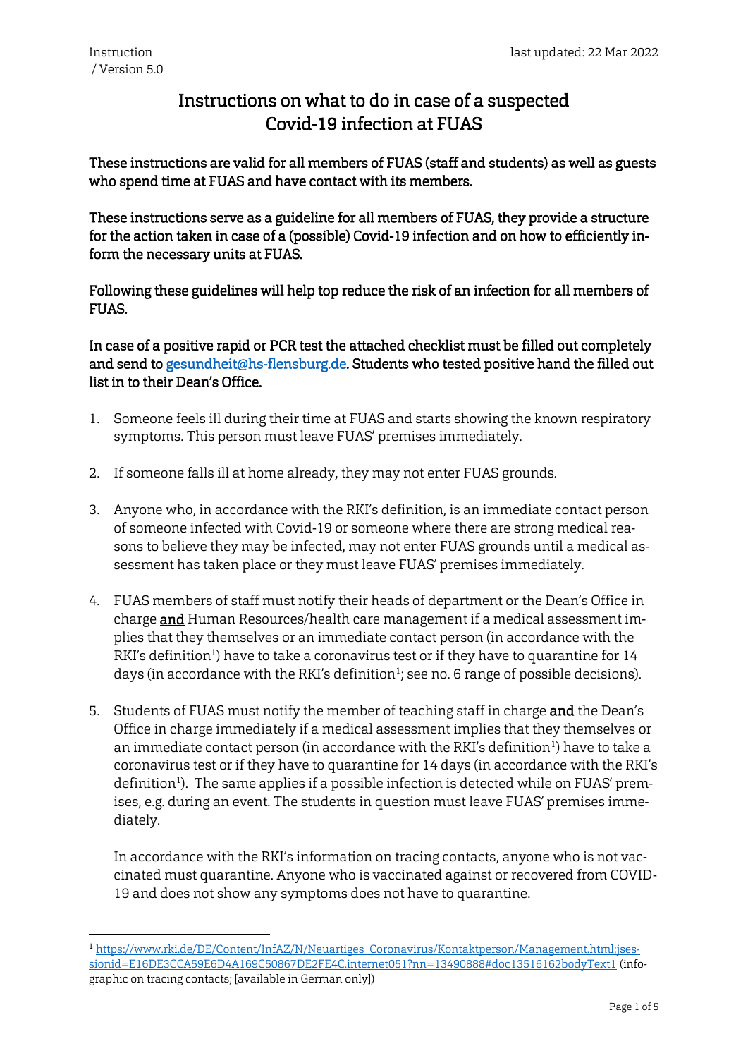Instruction / Version 5.0

last updated: 22 Mar 2022

# Instructions on what to do in case of a suspected Covid-19 infection at FUAS

These instructions are valid for all members of FUAS (staff and students) as well as guests who spend time at FUAS and have contact with its members.

These instructions serve as a guideline for all members of FUAS, they provide a structure for the action taken in case of a (possible) Covid-19 infection and on how to efficiently inform the necessary units at FUAS.

Following these guidelines will help top reduce the risk of an infection for all members of FUAS.

In case of a positive rapid or PCR test the attached checklist must be filled out completely and send to [gesundheit@hs-flensburg.de](mailto:gesundheit@hs-flensburg.de). Students who tested positive hand the filled out list in to their Dean's Office.

1. Someone feels ill during their time at FUAS and starts showing the known respiratory symptoms. This person must leave FUAS' premises immediately.

2. If someone falls ill at home already, they may not enter FUAS grounds.

3. Anyone who, in accordance with the RKI's definition, is an immediate contact person of someone infected with Covid-19 or someone where there are strong medical reasons to believe they may be infected, may not enter FUAS grounds until a medical assessment has taken place or they must leave FUAS' premises immediately.

4. FUAS members of staff must notify their heads of department or the Dean's Office in charge **and** Human Resources/health care management if a medical assessment implies that they themselves or an immediate contact person (in accordance with the RKI's definition[1]) have to take a coronavirus test or if they have to quarantine for 14 days (in accordance with the RKI's definition[1]; see no. 6 range of possible decisions).

5. Students of FUAS must notify the member of teaching staff in charge **and** the Dean's Office in charge immediately if a medical assessment implies that they themselves or an immediate contact person (in accordance with the RKI's definition[1]) have to take a coronavirus test or if they have to quarantine for 14 days (in accordance with the RKI's definition[1]). The same applies if a possible infection is detected while on FUAS' premises, e.g. during an event. The students in question must leave FUAS' premises immediately.

   In accordance with the RKI's information on tracing contacts, anyone who is not vaccinated must quarantine. Anyone who is vaccinated against or recovered from COVID-19 and does not show any symptoms does not have to quarantine.

---

[1] [https://www.rki.de/DE/Content/InfAZ/N/Neuartiges_Coronavirus/Kontaktperson/Management.html;jsessionid=E16DE3CCA59E6D4A169C50867DE2FE4C.internet051?nn=13490888#doc13516162bodyText1](https://www.rki.de/DE/Content/InfAZ/N/Neuartiges_Coronavirus/Kontaktperson/Management.html;jsessionid=E16DE3CCA59E6D4A169C50867DE2FE4C.internet051?nn=13490888#doc13516162bodyText1) (infographic on tracing contacts; [available in German only])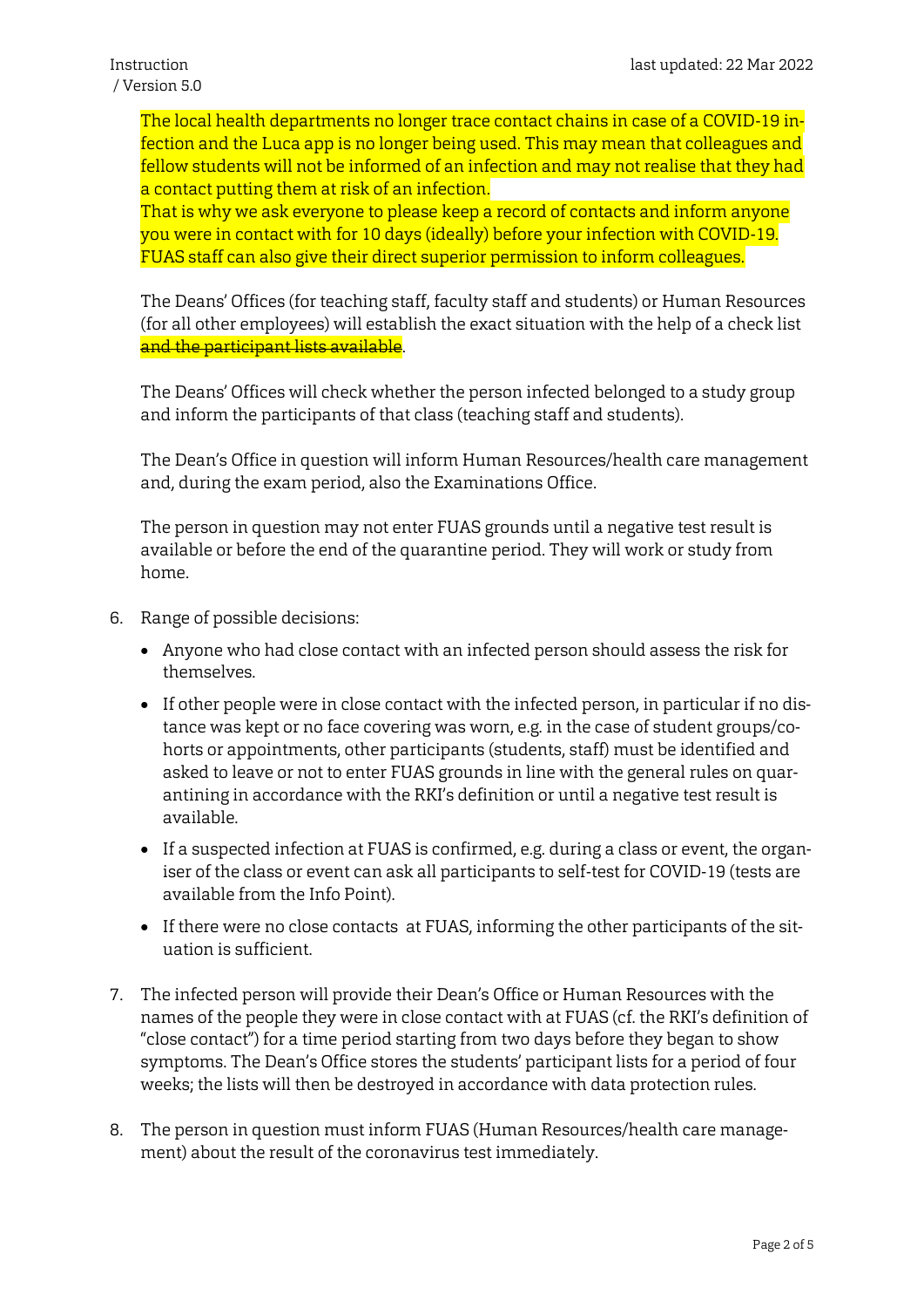The local health departments no longer trace contact chains in case of a COVID-19 infection and the Luca app is no longer being used. This may mean that colleagues and fellow students will not be informed of an infection and may not realise that they had a contact putting them at risk of an infection.
That is why we ask everyone to please keep a record of contacts and inform anyone you were in contact with for 10 days (ideally) before your infection with COVID-19. FUAS staff can also give their direct superior permission to inform colleagues.

The Deans' Offices (for teaching staff, faculty staff and students) or Human Resources (for all other employees) will establish the exact situation with the help of a check list ~~and the participant lists available~~.

The Deans' Offices will check whether the person infected belonged to a study group and inform the participants of that class (teaching staff and students).

The Dean's Office in question will inform Human Resources/health care management and, during the exam period, also the Examinations Office.

The person in question may not enter FUAS grounds until a negative test result is available or before the end of the quarantine period. They will work or study from home.

6. Range of possible decisions:
   - Anyone who had close contact with an infected person should assess the risk for themselves.
   - If other people were in close contact with the infected person, in particular if no distance was kept or no face covering was worn, e.g. in the case of student groups/cohorts or appointments, other participants (students, staff) must be identified and asked to leave or not to enter FUAS grounds in line with the general rules on quarantining in accordance with the RKI's definition or until a negative test result is available.
   - If a suspected infection at FUAS is confirmed, e.g. during a class or event, the organiser of the class or event can ask all participants to self-test for COVID-19 (tests are available from the Info Point).
   - If there were no close contacts at FUAS, informing the other participants of the situation is sufficient.

7. The infected person will provide their Dean's Office or Human Resources with the names of the people they were in close contact with at FUAS (cf. the RKI's definition of "close contact") for a time period starting from two days before they began to show symptoms. The Dean's Office stores the students' participant lists for a period of four weeks; the lists will then be destroyed in accordance with data protection rules.

8. The person in question must inform FUAS (Human Resources/health care management) about the result of the coronavirus test immediately.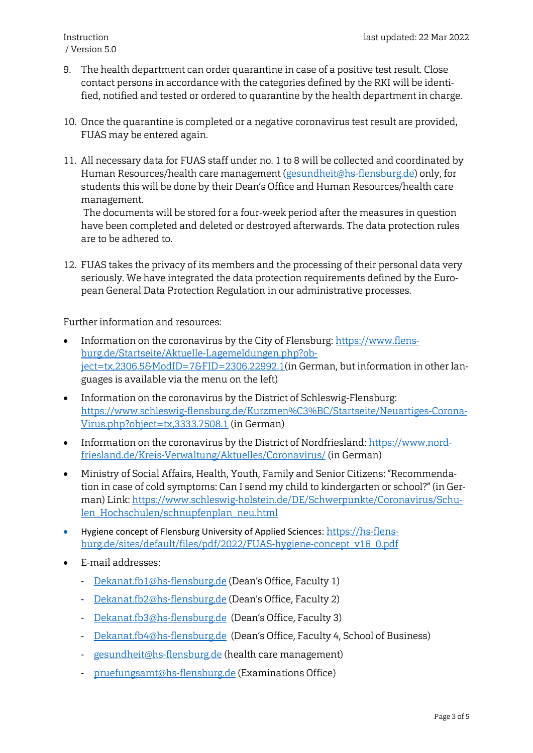9. The health department can order quarantine in case of a positive test result. Close contact persons in accordance with the categories defined by the RKI will be identified, notified and tested or ordered to quarantine by the health department in charge.

10. Once the quarantine is completed or a negative coronavirus test result are provided, FUAS may be entered again.

11. All necessary data for FUAS staff under no. 1 to 8 will be collected and coordinated by Human Resources/health care management (gesundheit@hs-flensburg.de) only, for students this will be done by their Dean's Office and Human Resources/health care management.
    The documents will be stored for a four-week period after the measures in question have been completed and deleted or destroyed afterwards. The data protection rules are to be adhered to.

12. FUAS takes the privacy of its members and the processing of their personal data very seriously. We have integrated the data protection requirements defined by the European General Data Protection Regulation in our administrative processes.

Further information and resources:

- Information on the coronavirus by the City of Flensburg: https://www.flensburg.de/Startseite/Aktuelle-Lagemeldungen.php?object=tx,2306.5&ModID=7&FID=2306.22992.1(in German, but information in other languages is available via the menu on the left)
- Information on the coronavirus by the District of Schleswig-Flensburg: https://www.schleswig-flensburg.de/Kurzmen%C3%BC/Startseite/Neuartiges-Corona-Virus.php?object=tx,3333.7508.1 (in German)
- Information on the coronavirus by the District of Nordfriesland: https://www.nordfriesland.de/Kreis-Verwaltung/Aktuelles/Coronavirus/ (in German)
- Ministry of Social Affairs, Health, Youth, Family and Senior Citizens: "Recommendation in case of cold symptoms: Can I send my child to kindergarten or school?" (in German) Link: https://www.schleswig-holstein.de/DE/Schwerpunkte/Coronavirus/Schulen_Hochschulen/schnupfenplan_neu.html
- Hygiene concept of Flensburg University of Applied Sciences: https://hs-flensburg.de/sites/default/files/pdf/2022/FUAS-hygiene-concept_v16_0.pdf
- E-mail addresses:
  - Dekanat.fb1@hs-flensburg.de (Dean's Office, Faculty 1)
  - Dekanat.fb2@hs-flensburg.de (Dean's Office, Faculty 2)
  - Dekanat.fb3@hs-flensburg.de (Dean's Office, Faculty 3)
  - Dekanat.fb4@hs-flensburg.de (Dean's Office, Faculty 4, School of Business)
  - gesundheit@hs-flensburg.de (health care management)
  - pruefungsamt@hs-flensburg.de (Examinations Office)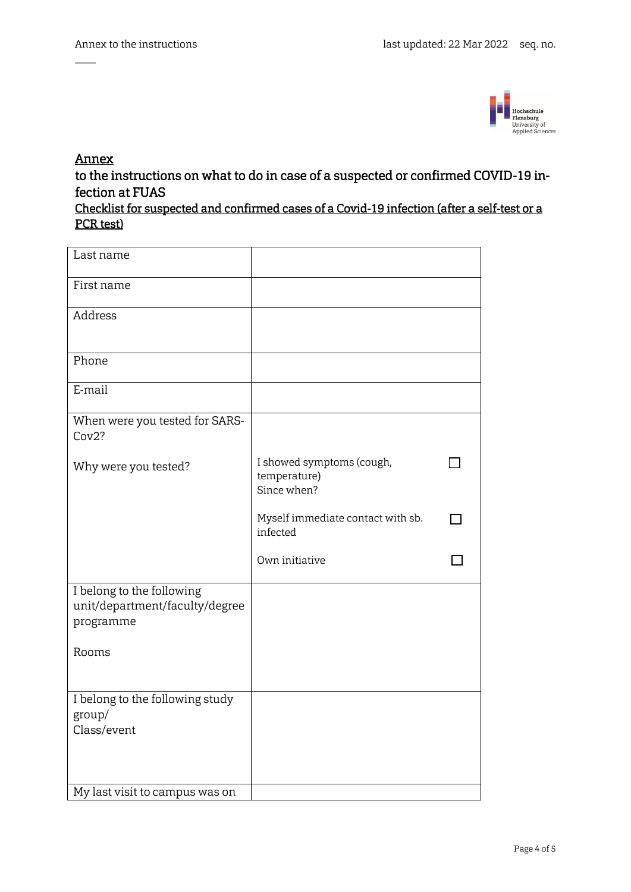# Annex

## to the instructions on what to do in case of a suspected or confirmed COVID-19 infection at FUAS

**Checklist for suspected and confirmed cases of a Covid-19 infection (after a self-test or a PCR test)**

| Last name | |
|---|---|
| First name | |
| Address | |
| Phone | |
| E-mail | |
| When were you tested for SARS-Cov2?<br><br>Why were you tested? | I showed symptoms (cough, temperature) ☐<br>Since when?<br><br>Myself immediate contact with sb. infected ☐<br><br>Own initiative ☐ |
| I belong to the following unit/department/faculty/degree programme<br><br>Rooms | |
| I belong to the following study group/<br>Class/event | |
| My last visit to campus was on | |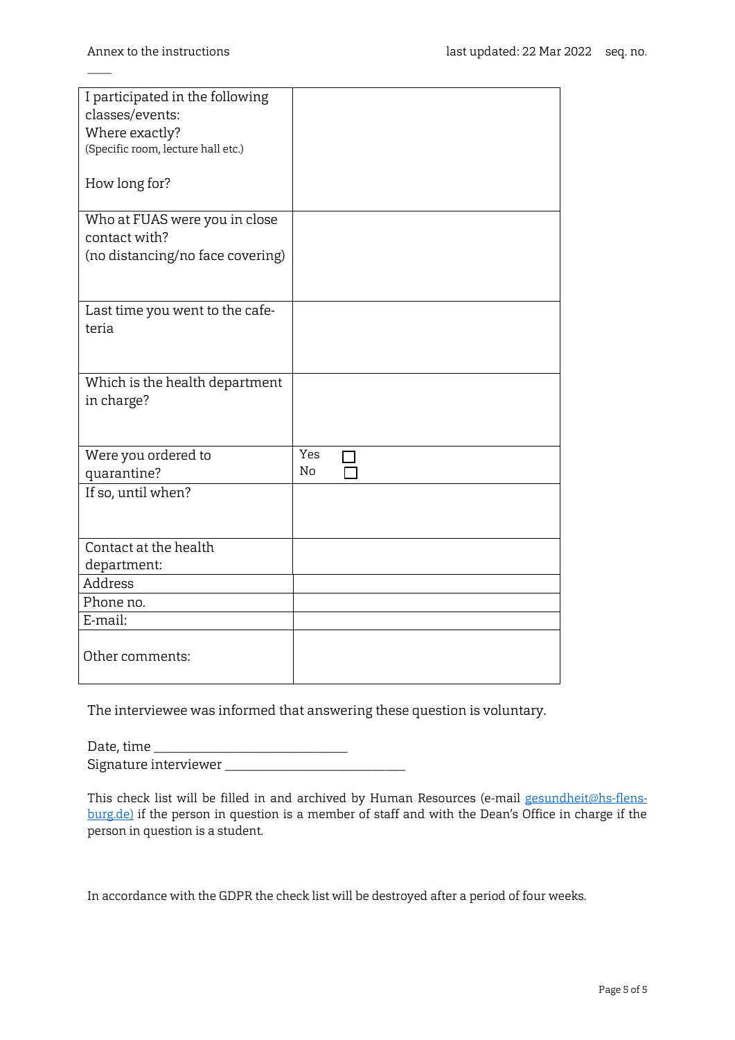| | |
|---|---|
| I participated in the following classes/events:<br>Where exactly?<br>(Specific room, lecture hall etc.)<br><br>How long for? | |
| Who at FUAS were you in close contact with?<br>(no distancing/no face covering) | |
| Last time you went to the cafe-teria | |
| Which is the health department in charge? | |
| Were you ordered to quarantine? | Yes ☐<br>No ☐ |
| If so, until when? | |
| Contact at the health department: | |
| Address | |
| Phone no. | |
| E-mail: | |
| Other comments: | |

The interviewee was informed that answering these question is voluntary.

Date, time ___________________________

Signature interviewer ___________________________

This check list will be filled in and archived by Human Resources (e-mail gesundheit@hs-flensburg.de) if the person in question is a member of staff and with the Dean's Office in charge if the person in question is a student.

In accordance with the GDPR the check list will be destroyed after a period of four weeks.